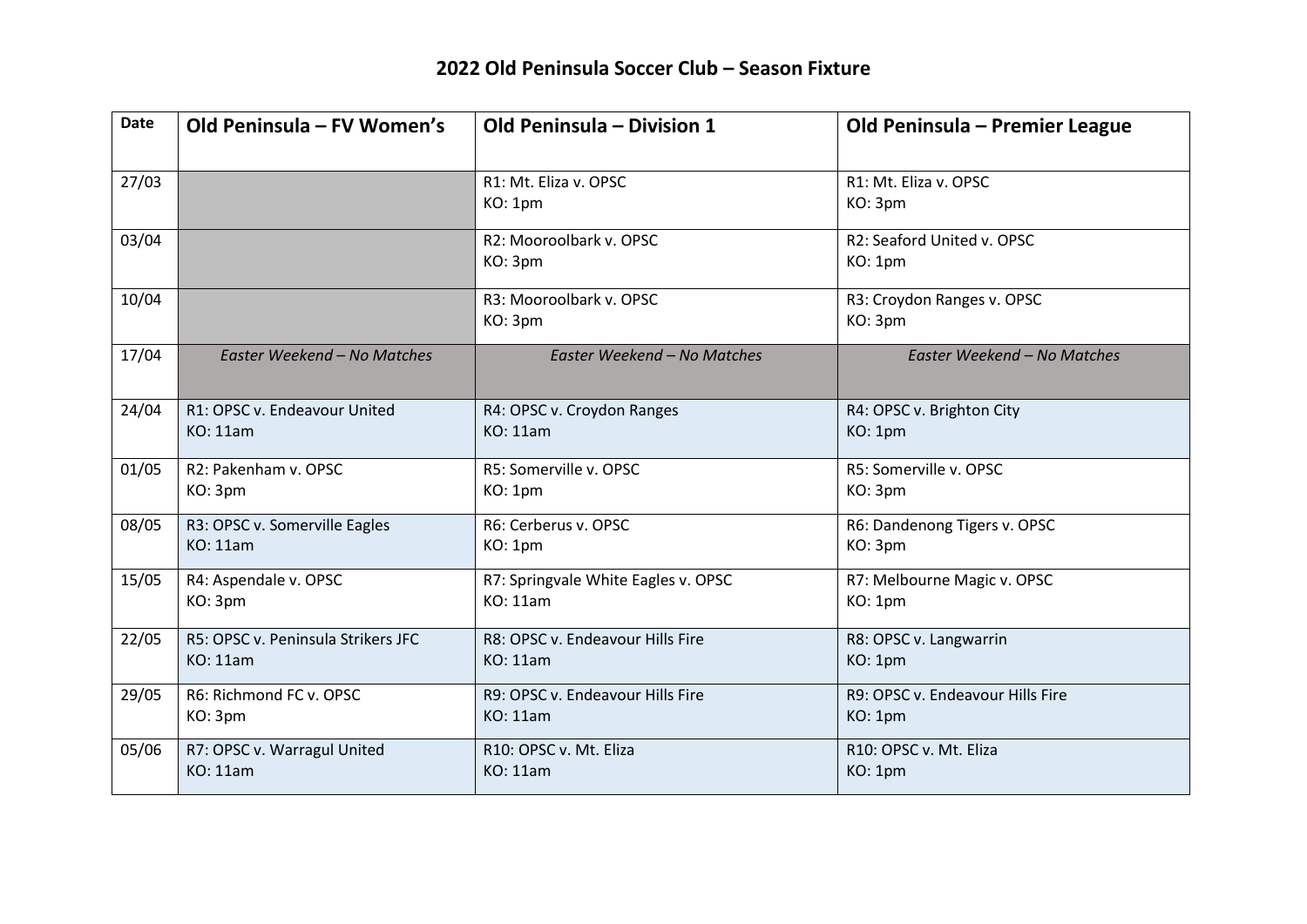# 2022 Old Peninsula Soccer Club – Season Fixture

| Date | Old Peninsula – FV Women's | Old Peninsula – Division 1 | Old Peninsula – Premier League |
|---|---|---|---|
| 27/03 | | R1: Mt. Eliza v. OPSC<br>KO: 1pm | R1: Mt. Eliza v. OPSC<br>KO: 3pm |
| 03/04 | | R2: Mooroolbark v. OPSC<br>KO: 3pm | R2: Seaford United v. OPSC<br>KO: 1pm |
| 10/04 | | R3: Mooroolbark v. OPSC<br>KO: 3pm | R3: Croydon Ranges v. OPSC<br>KO: 3pm |
| 17/04 | *Easter Weekend – No Matches* | *Easter Weekend – No Matches* | *Easter Weekend – No Matches* |
| 24/04 | R1: OPSC v. Endeavour United<br>KO: 11am | R4: OPSC v. Croydon Ranges<br>KO: 11am | R4: OPSC v. Brighton City<br>KO: 1pm |
| 01/05 | R2: Pakenham v. OPSC<br>KO: 3pm | R5: Somerville v. OPSC<br>KO: 1pm | R5: Somerville v. OPSC<br>KO: 3pm |
| 08/05 | R3: OPSC v. Somerville Eagles<br>KO: 11am | R6: Cerberus v. OPSC<br>KO: 1pm | R6: Dandenong Tigers v. OPSC<br>KO: 3pm |
| 15/05 | R4: Aspendale v. OPSC<br>KO: 3pm | R7: Springvale White Eagles v. OPSC<br>KO: 11am | R7: Melbourne Magic v. OPSC<br>KO: 1pm |
| 22/05 | R5: OPSC v. Peninsula Strikers JFC<br>KO: 11am | R8: OPSC v. Endeavour Hills Fire<br>KO: 11am | R8: OPSC v. Langwarrin<br>KO: 1pm |
| 29/05 | R6: Richmond FC v. OPSC<br>KO: 3pm | R9: OPSC v. Endeavour Hills Fire<br>KO: 11am | R9: OPSC v. Endeavour Hills Fire<br>KO: 1pm |
| 05/06 | R7: OPSC v. Warragul United<br>KO: 11am | R10: OPSC v. Mt. Eliza<br>KO: 11am | R10: OPSC v. Mt. Eliza<br>KO: 1pm |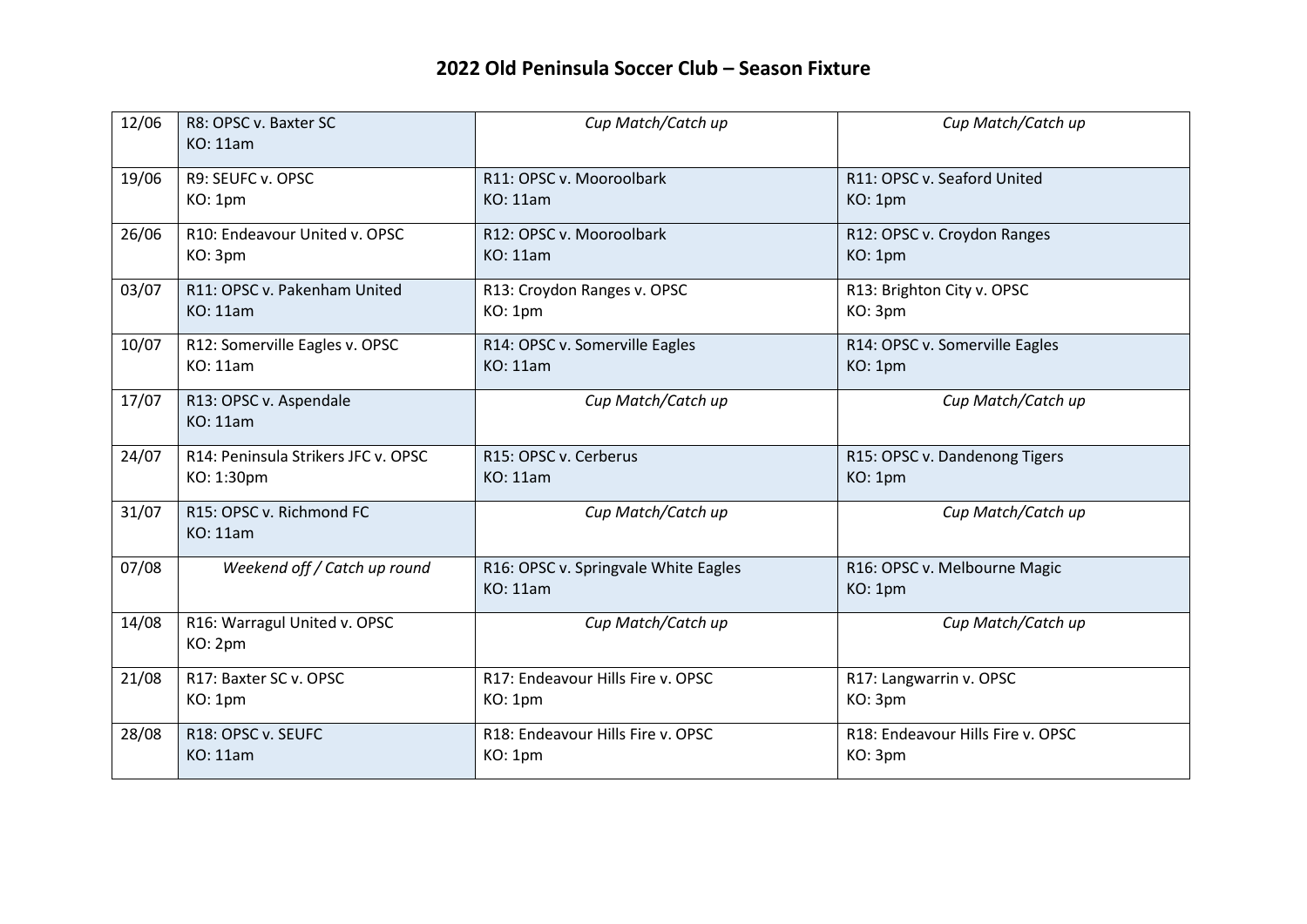## 2022 Old Peninsula Soccer Club – Season Fixture

| | | | |
|---|---|---|---|
| 12/06 | R8: OPSC v. Baxter SC<br>KO: 11am | *Cup Match/Catch up* | *Cup Match/Catch up* |
| 19/06 | R9: SEUFC v. OPSC<br>KO: 1pm | R11: OPSC v. Mooroolbark<br>KO: 11am | R11: OPSC v. Seaford United<br>KO: 1pm |
| 26/06 | R10: Endeavour United v. OPSC<br>KO: 3pm | R12: OPSC v. Mooroolbark<br>KO: 11am | R12: OPSC v. Croydon Ranges<br>KO: 1pm |
| 03/07 | R11: OPSC v. Pakenham United<br>KO: 11am | R13: Croydon Ranges v. OPSC<br>KO: 1pm | R13: Brighton City v. OPSC<br>KO: 3pm |
| 10/07 | R12: Somerville Eagles v. OPSC<br>KO: 11am | R14: OPSC v. Somerville Eagles<br>KO: 11am | R14: OPSC v. Somerville Eagles<br>KO: 1pm |
| 17/07 | R13: OPSC v. Aspendale<br>KO: 11am | *Cup Match/Catch up* | *Cup Match/Catch up* |
| 24/07 | R14: Peninsula Strikers JFC v. OPSC<br>KO: 1:30pm | R15: OPSC v. Cerberus<br>KO: 11am | R15: OPSC v. Dandenong Tigers<br>KO: 1pm |
| 31/07 | R15: OPSC v. Richmond FC<br>KO: 11am | *Cup Match/Catch up* | *Cup Match/Catch up* |
| 07/08 | *Weekend off / Catch up round* | R16: OPSC v. Springvale White Eagles<br>KO: 11am | R16: OPSC v. Melbourne Magic<br>KO: 1pm |
| 14/08 | R16: Warragul United v. OPSC<br>KO: 2pm | *Cup Match/Catch up* | *Cup Match/Catch up* |
| 21/08 | R17: Baxter SC v. OPSC<br>KO: 1pm | R17: Endeavour Hills Fire v. OPSC<br>KO: 1pm | R17: Langwarrin v. OPSC<br>KO: 3pm |
| 28/08 | R18: OPSC v. SEUFC<br>KO: 11am | R18: Endeavour Hills Fire v. OPSC<br>KO: 1pm | R18: Endeavour Hills Fire v. OPSC<br>KO: 3pm |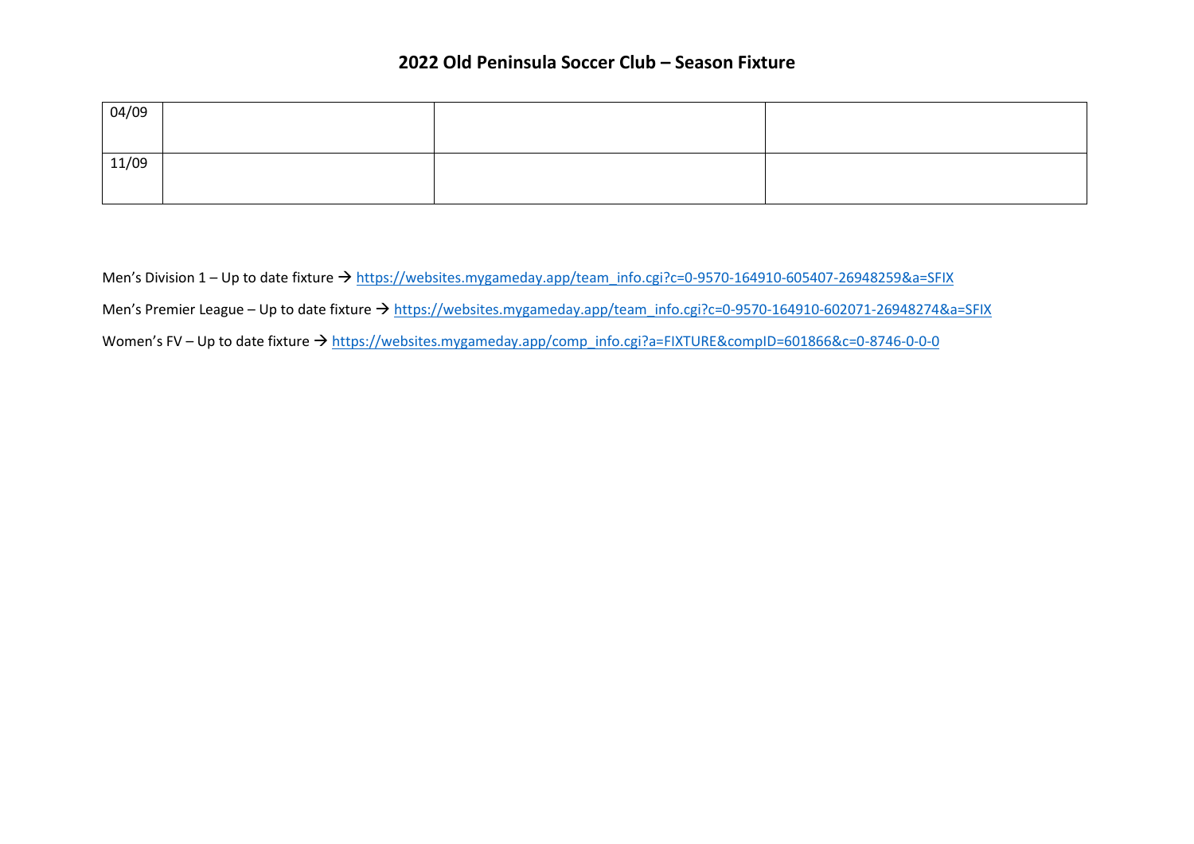# 2022 Old Peninsula Soccer Club – Season Fixture

| | | | |
|---|---|---|---|
| 04/09 | | | |
| 11/09 | | | |

Men's Division 1 – Up to date fixture → https://websites.mygameday.app/team_info.cgi?c=0-9570-164910-605407-26948259&a=SFIX

Men's Premier League – Up to date fixture → https://websites.mygameday.app/team_info.cgi?c=0-9570-164910-602071-26948274&a=SFIX

Women's FV – Up to date fixture → https://websites.mygameday.app/comp_info.cgi?a=FIXTURE&compID=601866&c=0-8746-0-0-0